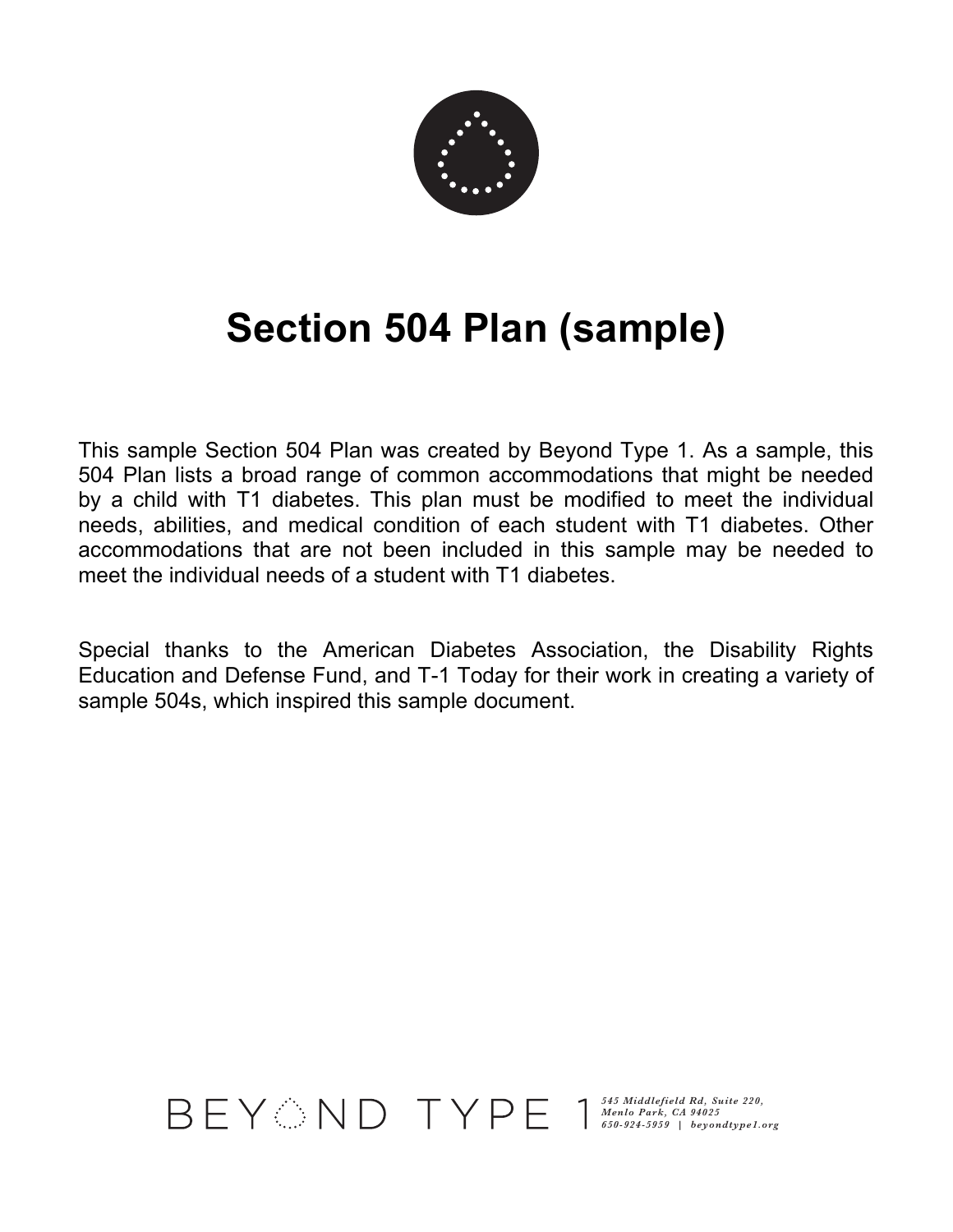# Section 504 Plan (sample)

This sample Section 504 Plan was created by Beyond Type 1. As a sample, this 504 Plan lists a broad range of common accommodations that might be needed by a child with T1 diabetes. This plan must be modified to meet the individual needs, abilities, and medical condition of each student with T1 diabetes. Other accommodations that are not been included in this sample may be needed to meet the individual needs of a student with T1 diabetes.

Special thanks to the American Diabetes Association, the Disability Rights Education and Defense Fund, and T-1 Today for their work in creating a variety of sample 504s, which inspired this sample document.

BEYOND TYPE 1 *545 Middlefield Rd, Suite 220, Menlo Park, CA 94025 650-924-5959 | beyondtype1.org*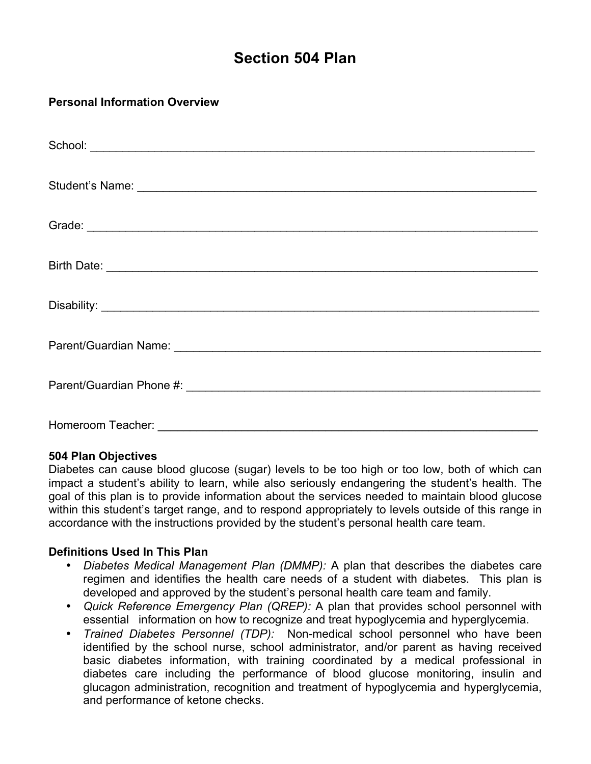# Section 504 Plan

**Personal Information Overview**

School: ___________________________________________________________________________

Student's Name: ____________________________________________________________________

Grade: ____________________________________________________________________________

Birth Date: ________________________________________________________________________

Disability: _________________________________________________________________________

Parent/Guardian Name: ______________________________________________________________

Parent/Guardian Phone #: ____________________________________________________________

Homeroom Teacher: _________________________________________________________________

**504 Plan Objectives**

Diabetes can cause blood glucose (sugar) levels to be too high or too low, both of which can impact a student's ability to learn, while also seriously endangering the student's health. The goal of this plan is to provide information about the services needed to maintain blood glucose within this student's target range, and to respond appropriately to levels outside of this range in accordance with the instructions provided by the student's personal health care team.

**Definitions Used In This Plan**

- *Diabetes Medical Management Plan (DMMP):* A plan that describes the diabetes care regimen and identifies the health care needs of a student with diabetes. This plan is developed and approved by the student's personal health care team and family.
- *Quick Reference Emergency Plan (QREP):* A plan that provides school personnel with essential information on how to recognize and treat hypoglycemia and hyperglycemia.
- *Trained Diabetes Personnel (TDP):* Non-medical school personnel who have been identified by the school nurse, school administrator, and/or parent as having received basic diabetes information, with training coordinated by a medical professional in diabetes care including the performance of blood glucose monitoring, insulin and glucagon administration, recognition and treatment of hypoglycemia and hyperglycemia, and performance of ketone checks.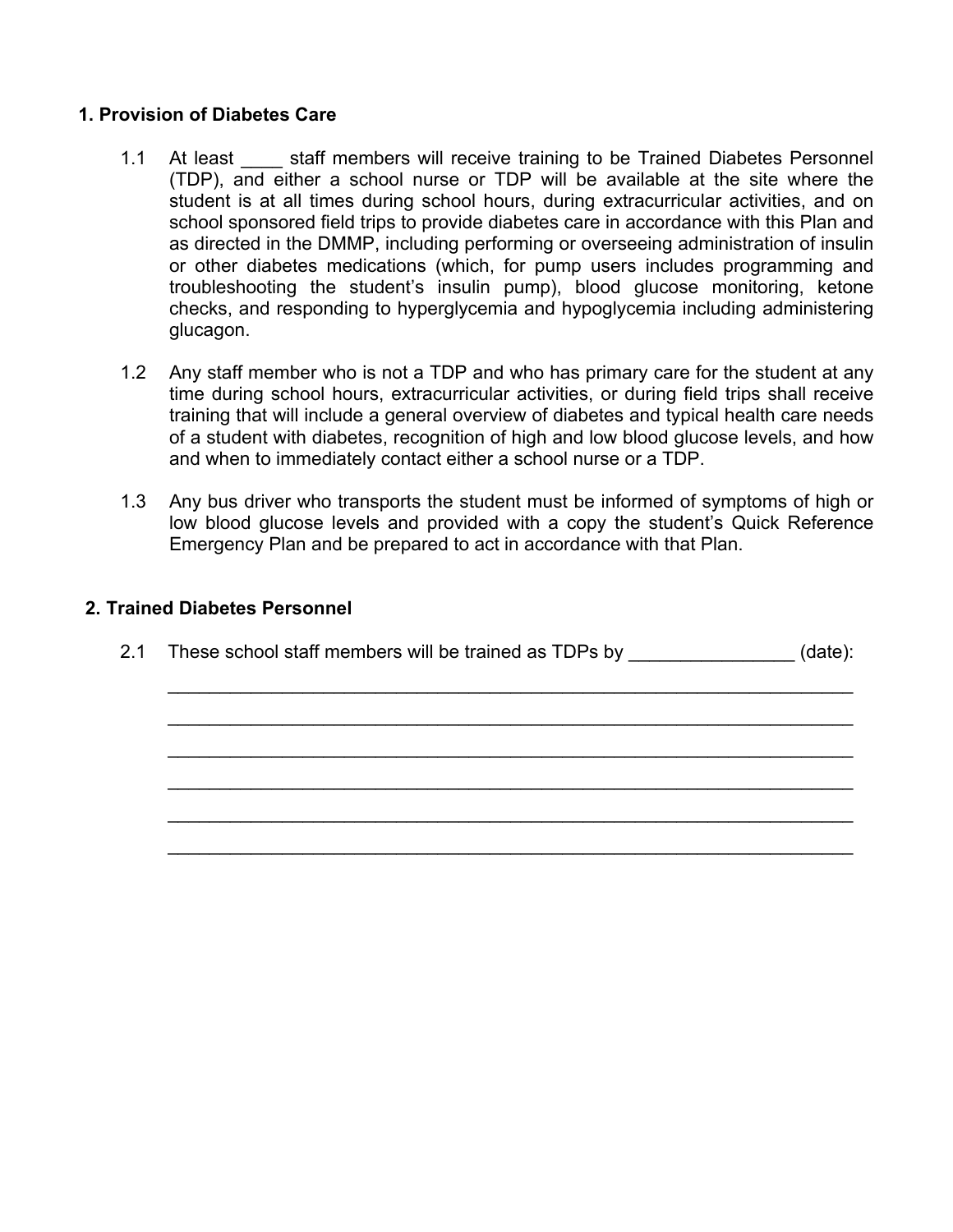## 1. Provision of Diabetes Care

1.1 At least ____ staff members will receive training to be Trained Diabetes Personnel (TDP), and either a school nurse or TDP will be available at the site where the student is at all times during school hours, during extracurricular activities, and on school sponsored field trips to provide diabetes care in accordance with this Plan and as directed in the DMMP, including performing or overseeing administration of insulin or other diabetes medications (which, for pump users includes programming and troubleshooting the student's insulin pump), blood glucose monitoring, ketone checks, and responding to hyperglycemia and hypoglycemia including administering glucagon.

1.2 Any staff member who is not a TDP and who has primary care for the student at any time during school hours, extracurricular activities, or during field trips shall receive training that will include a general overview of diabetes and typical health care needs of a student with diabetes, recognition of high and low blood glucose levels, and how and when to immediately contact either a school nurse or a TDP.

1.3 Any bus driver who transports the student must be informed of symptoms of high or low blood glucose levels and provided with a copy the student's Quick Reference Emergency Plan and be prepared to act in accordance with that Plan.

## 2. Trained Diabetes Personnel

2.1 These school staff members will be trained as TDPs by ________________ (date):

_______________________________________________________________

_______________________________________________________________

_______________________________________________________________

_______________________________________________________________

_______________________________________________________________

_______________________________________________________________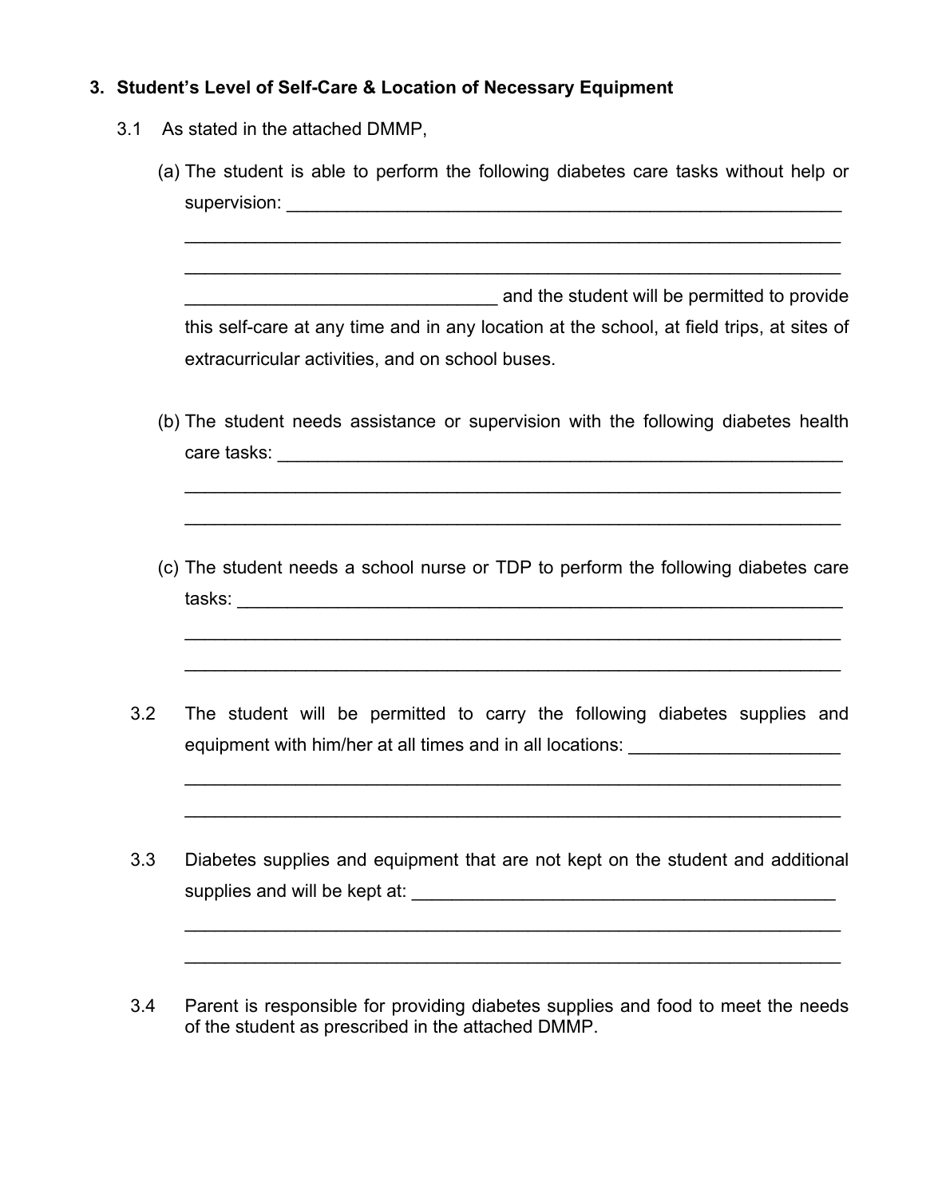**3. Student's Level of Self-Care & Location of Necessary Equipment**

3.1 As stated in the attached DMMP,

(a) The student is able to perform the following diabetes care tasks without help or supervision: ____________________________________________________________

____________________________________________________________________

____________________________________________________________________

________________________________ and the student will be permitted to provide this self-care at any time and in any location at the school, at field trips, at sites of extracurricular activities, and on school buses.

(b) The student needs assistance or supervision with the following diabetes health care tasks: ____________________________________________________________

____________________________________________________________________

____________________________________________________________________

(c) The student needs a school nurse or TDP to perform the following diabetes care tasks: ________________________________________________________________

____________________________________________________________________

____________________________________________________________________

3.2 The student will be permitted to carry the following diabetes supplies and equipment with him/her at all times and in all locations: ______________________

____________________________________________________________________

____________________________________________________________________

3.3 Diabetes supplies and equipment that are not kept on the student and additional supplies and will be kept at: ____________________________________________

____________________________________________________________________

____________________________________________________________________

3.4 Parent is responsible for providing diabetes supplies and food to meet the needs of the student as prescribed in the attached DMMP.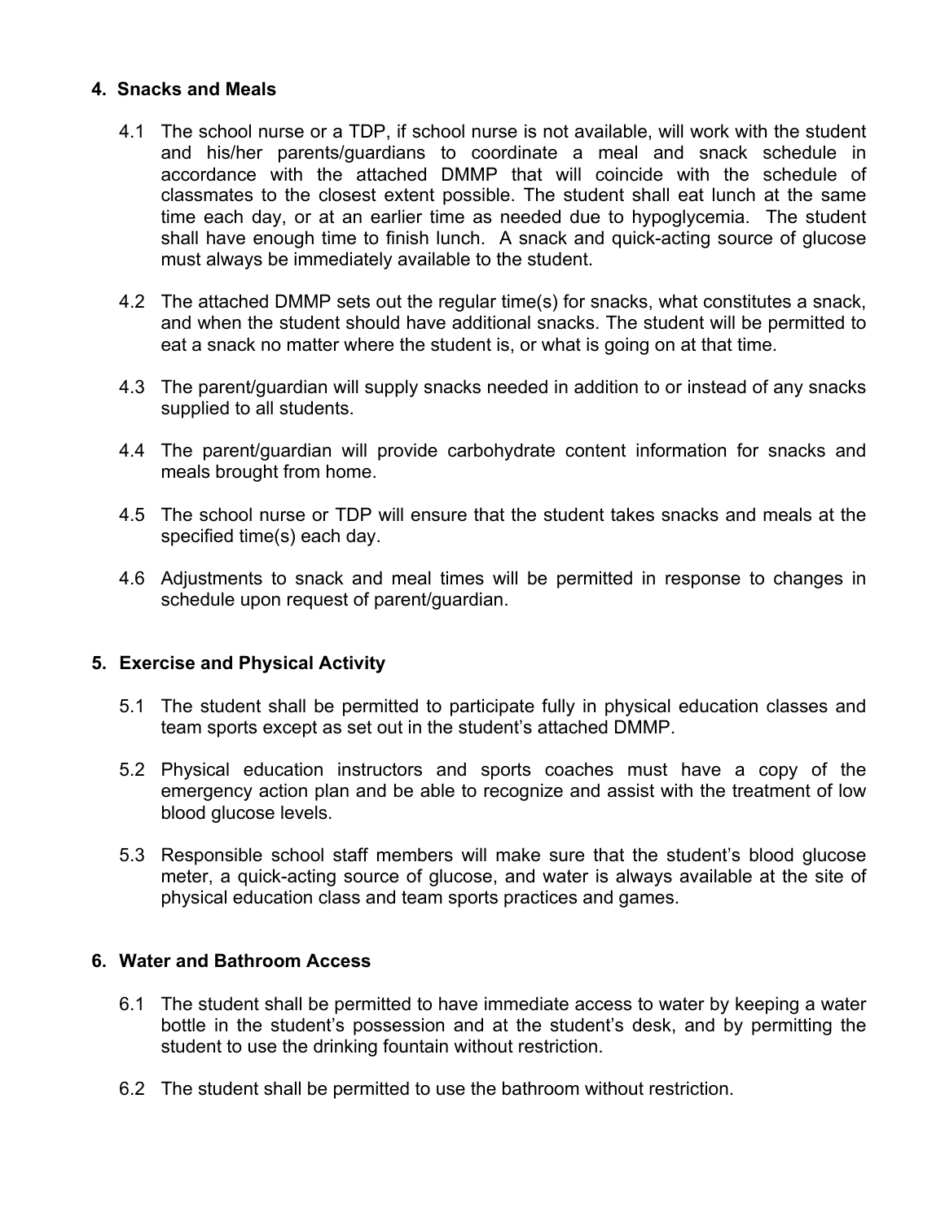## 4. Snacks and Meals

4.1 The school nurse or a TDP, if school nurse is not available, will work with the student and his/her parents/guardians to coordinate a meal and snack schedule in accordance with the attached DMMP that will coincide with the schedule of classmates to the closest extent possible. The student shall eat lunch at the same time each day, or at an earlier time as needed due to hypoglycemia. The student shall have enough time to finish lunch. A snack and quick-acting source of glucose must always be immediately available to the student.

4.2 The attached DMMP sets out the regular time(s) for snacks, what constitutes a snack, and when the student should have additional snacks. The student will be permitted to eat a snack no matter where the student is, or what is going on at that time.

4.3 The parent/guardian will supply snacks needed in addition to or instead of any snacks supplied to all students.

4.4 The parent/guardian will provide carbohydrate content information for snacks and meals brought from home.

4.5 The school nurse or TDP will ensure that the student takes snacks and meals at the specified time(s) each day.

4.6 Adjustments to snack and meal times will be permitted in response to changes in schedule upon request of parent/guardian.

## 5. Exercise and Physical Activity

5.1 The student shall be permitted to participate fully in physical education classes and team sports except as set out in the student's attached DMMP.

5.2 Physical education instructors and sports coaches must have a copy of the emergency action plan and be able to recognize and assist with the treatment of low blood glucose levels.

5.3 Responsible school staff members will make sure that the student's blood glucose meter, a quick-acting source of glucose, and water is always available at the site of physical education class and team sports practices and games.

## 6. Water and Bathroom Access

6.1 The student shall be permitted to have immediate access to water by keeping a water bottle in the student's possession and at the student's desk, and by permitting the student to use the drinking fountain without restriction.

6.2 The student shall be permitted to use the bathroom without restriction.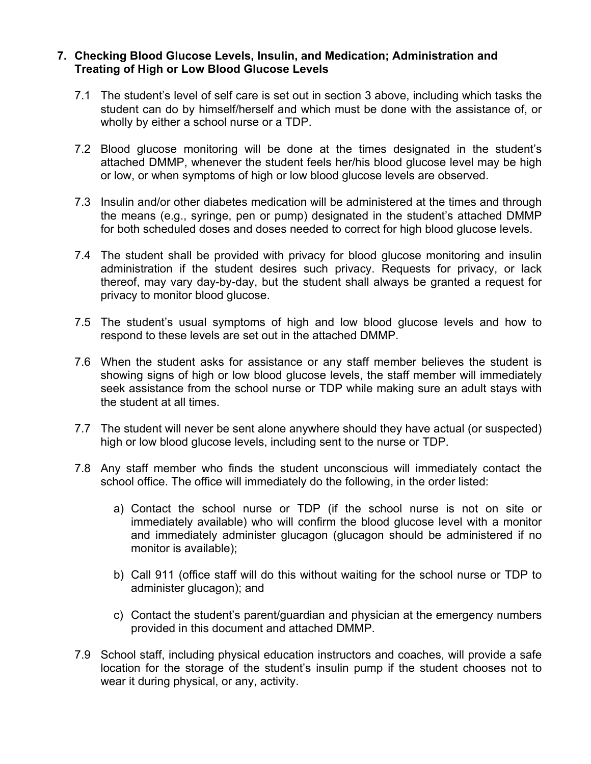## 7. Checking Blood Glucose Levels, Insulin, and Medication; Administration and Treating of High or Low Blood Glucose Levels

7.1 The student's level of self care is set out in section 3 above, including which tasks the student can do by himself/herself and which must be done with the assistance of, or wholly by either a school nurse or a TDP.

7.2 Blood glucose monitoring will be done at the times designated in the student's attached DMMP, whenever the student feels her/his blood glucose level may be high or low, or when symptoms of high or low blood glucose levels are observed.

7.3 Insulin and/or other diabetes medication will be administered at the times and through the means (e.g., syringe, pen or pump) designated in the student's attached DMMP for both scheduled doses and doses needed to correct for high blood glucose levels.

7.4 The student shall be provided with privacy for blood glucose monitoring and insulin administration if the student desires such privacy. Requests for privacy, or lack thereof, may vary day-by-day, but the student shall always be granted a request for privacy to monitor blood glucose.

7.5 The student's usual symptoms of high and low blood glucose levels and how to respond to these levels are set out in the attached DMMP.

7.6 When the student asks for assistance or any staff member believes the student is showing signs of high or low blood glucose levels, the staff member will immediately seek assistance from the school nurse or TDP while making sure an adult stays with the student at all times.

7.7 The student will never be sent alone anywhere should they have actual (or suspected) high or low blood glucose levels, including sent to the nurse or TDP.

7.8 Any staff member who finds the student unconscious will immediately contact the school office. The office will immediately do the following, in the order listed:

a) Contact the school nurse or TDP (if the school nurse is not on site or immediately available) who will confirm the blood glucose level with a monitor and immediately administer glucagon (glucagon should be administered if no monitor is available);

b) Call 911 (office staff will do this without waiting for the school nurse or TDP to administer glucagon); and

c) Contact the student's parent/guardian and physician at the emergency numbers provided in this document and attached DMMP.

7.9 School staff, including physical education instructors and coaches, will provide a safe location for the storage of the student's insulin pump if the student chooses not to wear it during physical, or any, activity.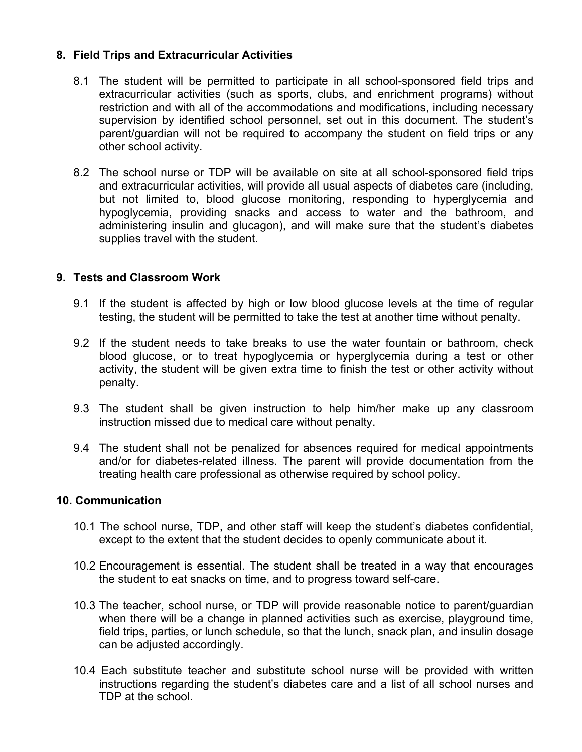## 8. Field Trips and Extracurricular Activities

8.1 The student will be permitted to participate in all school-sponsored field trips and extracurricular activities (such as sports, clubs, and enrichment programs) without restriction and with all of the accommodations and modifications, including necessary supervision by identified school personnel, set out in this document. The student's parent/guardian will not be required to accompany the student on field trips or any other school activity.

8.2 The school nurse or TDP will be available on site at all school-sponsored field trips and extracurricular activities, will provide all usual aspects of diabetes care (including, but not limited to, blood glucose monitoring, responding to hyperglycemia and hypoglycemia, providing snacks and access to water and the bathroom, and administering insulin and glucagon), and will make sure that the student's diabetes supplies travel with the student.

## 9. Tests and Classroom Work

9.1 If the student is affected by high or low blood glucose levels at the time of regular testing, the student will be permitted to take the test at another time without penalty.

9.2 If the student needs to take breaks to use the water fountain or bathroom, check blood glucose, or to treat hypoglycemia or hyperglycemia during a test or other activity, the student will be given extra time to finish the test or other activity without penalty.

9.3 The student shall be given instruction to help him/her make up any classroom instruction missed due to medical care without penalty.

9.4 The student shall not be penalized for absences required for medical appointments and/or for diabetes-related illness. The parent will provide documentation from the treating health care professional as otherwise required by school policy.

## 10. Communication

10.1 The school nurse, TDP, and other staff will keep the student's diabetes confidential, except to the extent that the student decides to openly communicate about it.

10.2 Encouragement is essential. The student shall be treated in a way that encourages the student to eat snacks on time, and to progress toward self-care.

10.3 The teacher, school nurse, or TDP will provide reasonable notice to parent/guardian when there will be a change in planned activities such as exercise, playground time, field trips, parties, or lunch schedule, so that the lunch, snack plan, and insulin dosage can be adjusted accordingly.

10.4 Each substitute teacher and substitute school nurse will be provided with written instructions regarding the student's diabetes care and a list of all school nurses and TDP at the school.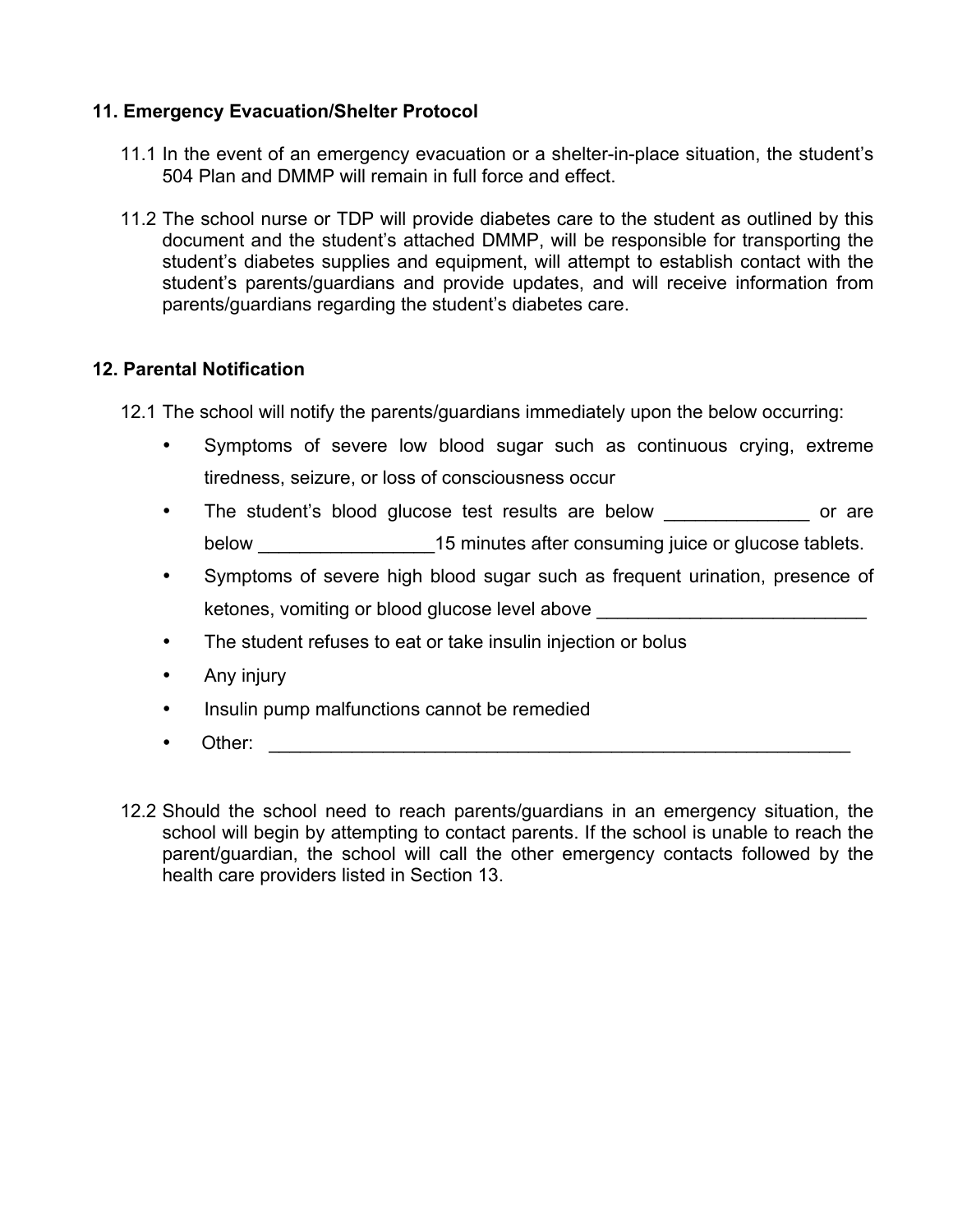## 11. Emergency Evacuation/Shelter Protocol

11.1 In the event of an emergency evacuation or a shelter-in-place situation, the student's 504 Plan and DMMP will remain in full force and effect.

11.2 The school nurse or TDP will provide diabetes care to the student as outlined by this document and the student's attached DMMP, will be responsible for transporting the student's diabetes supplies and equipment, will attempt to establish contact with the student's parents/guardians and provide updates, and will receive information from parents/guardians regarding the student's diabetes care.

## 12. Parental Notification

12.1 The school will notify the parents/guardians immediately upon the below occurring:

- Symptoms of severe low blood sugar such as continuous crying, extreme tiredness, seizure, or loss of consciousness occur
- The student's blood glucose test results are below ______________ or are below _________________15 minutes after consuming juice or glucose tablets.
- Symptoms of severe high blood sugar such as frequent urination, presence of ketones, vomiting or blood glucose level above __________________________
- The student refuses to eat or take insulin injection or bolus
- Any injury
- Insulin pump malfunctions cannot be remedied
- Other: ____________________________________________________________

12.2 Should the school need to reach parents/guardians in an emergency situation, the school will begin by attempting to contact parents. If the school is unable to reach the parent/guardian, the school will call the other emergency contacts followed by the health care providers listed in Section 13.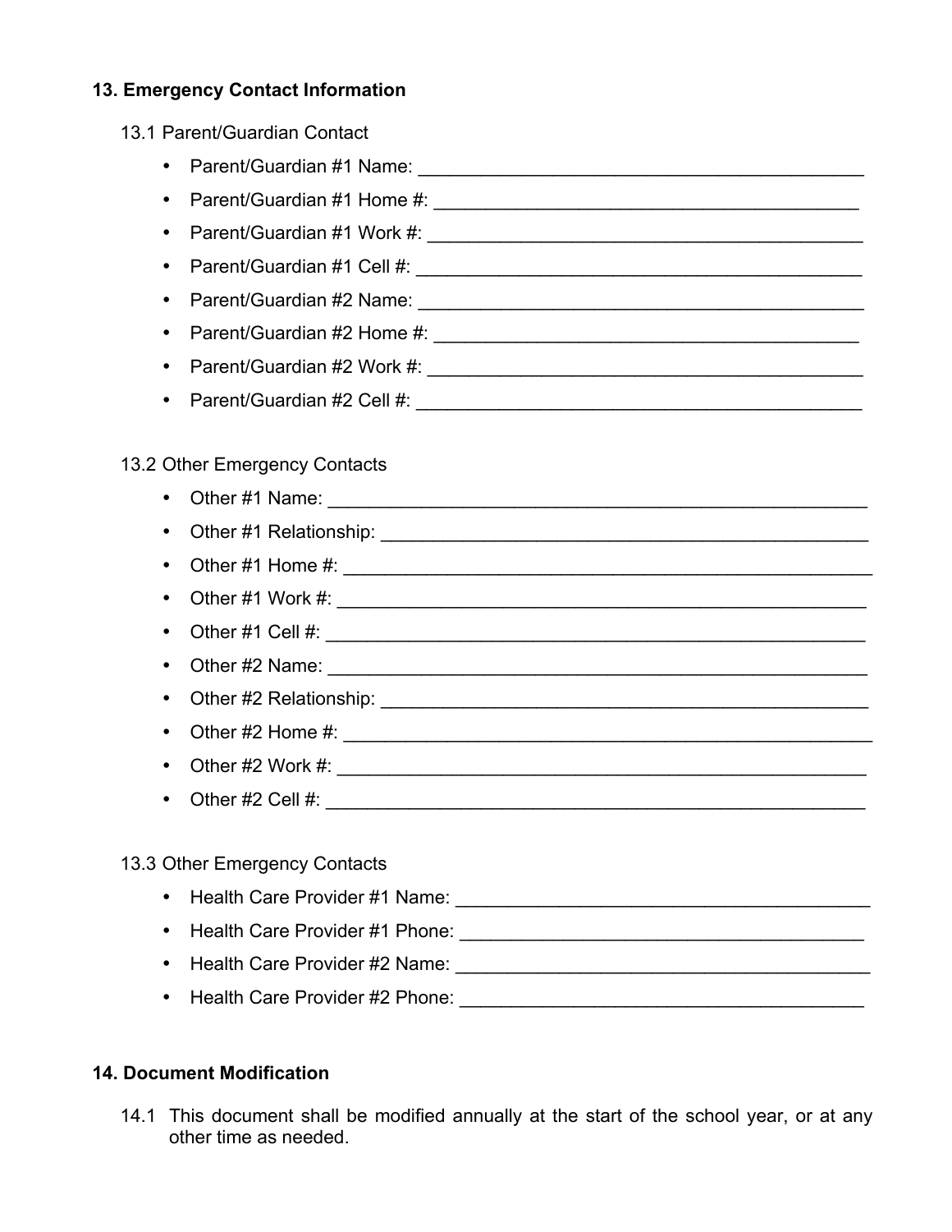## 13. Emergency Contact Information

13.1 Parent/Guardian Contact

- Parent/Guardian #1 Name: ____________________________________________
- Parent/Guardian #1 Home #: __________________________________________
- Parent/Guardian #1 Work #: ___________________________________________
- Parent/Guardian #1 Cell #: ____________________________________________
- Parent/Guardian #2 Name: ____________________________________________
- Parent/Guardian #2 Home #: __________________________________________
- Parent/Guardian #2 Work #: ___________________________________________
- Parent/Guardian #2 Cell #: ____________________________________________

13.2 Other Emergency Contacts

- Other #1 Name: _____________________________________________________
- Other #1 Relationship: ________________________________________________
- Other #1 Home #: ____________________________________________________
- Other #1 Work #: _____________________________________________________
- Other #1 Cell #: ______________________________________________________
- Other #2 Name: _____________________________________________________
- Other #2 Relationship: ________________________________________________
- Other #2 Home #: ____________________________________________________
- Other #2 Work #: _____________________________________________________
- Other #2 Cell #: ______________________________________________________

13.3 Other Emergency Contacts

- Health Care Provider #1 Name: _________________________________________
- Health Care Provider #1 Phone: ________________________________________
- Health Care Provider #2 Name: _________________________________________
- Health Care Provider #2 Phone: ________________________________________

## 14. Document Modification

14.1 This document shall be modified annually at the start of the school year, or at any other time as needed.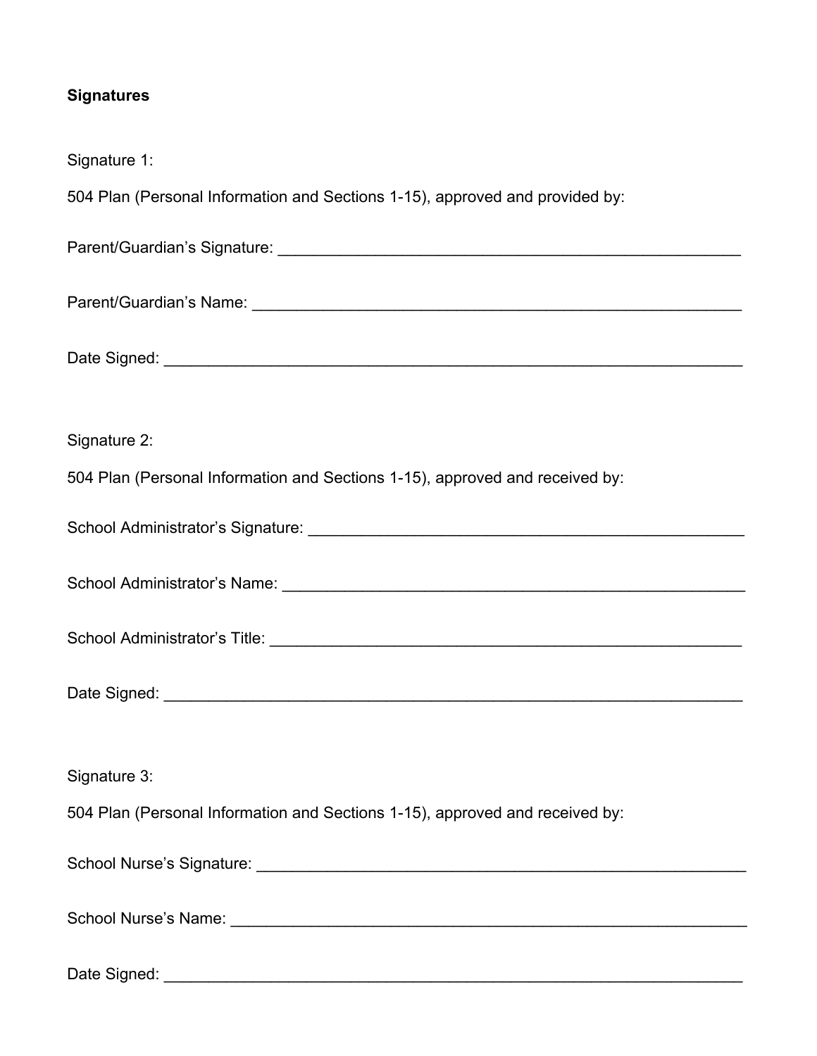**Signatures**

Signature 1:

504 Plan (Personal Information and Sections 1-15), approved and provided by:

Parent/Guardian's Signature: _______________________________________________________

Parent/Guardian's Name: _________________________________________________________

Date Signed: _________________________________________________________________

Signature 2:

504 Plan (Personal Information and Sections 1-15), approved and received by:

School Administrator's Signature: ____________________________________________________

School Administrator's Name: _______________________________________________________

School Administrator's Title: _________________________________________________________

Date Signed: _________________________________________________________________

Signature 3:

504 Plan (Personal Information and Sections 1-15), approved and received by:

School Nurse's Signature: __________________________________________________________

School Nurse's Name: _____________________________________________________________

Date Signed: _________________________________________________________________